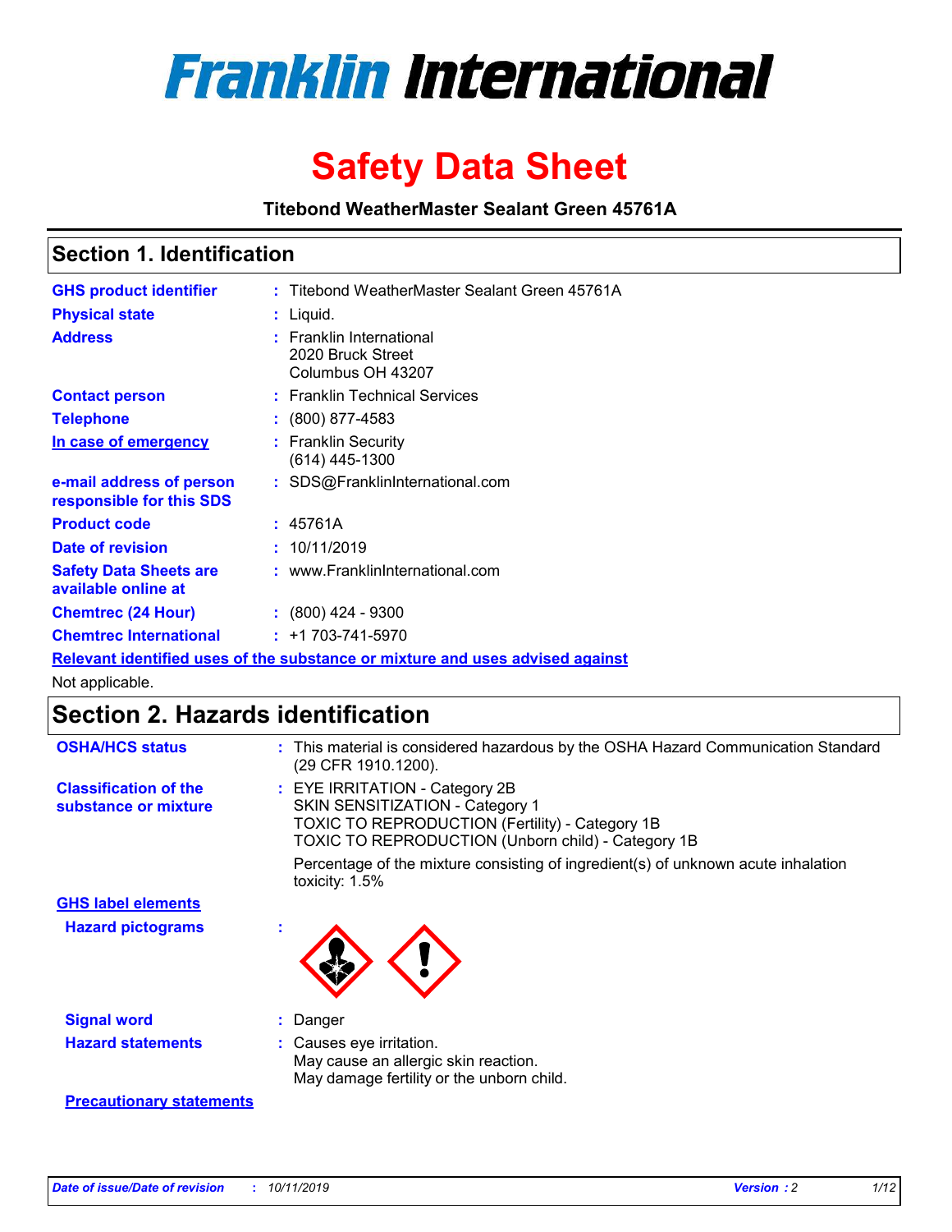# Franklin International

# Safety Data Sheet

**Titebond WeatherMaster Sealant Green 45761A**

## Section 1. Identification

| | | |
|---|---|---|
| **GHS product identifier** | : | Titebond WeatherMaster Sealant Green 45761A |
| **Physical state** | : | Liquid. |
| **Address** | : | Franklin International<br>2020 Bruck Street<br>Columbus OH 43207 |
| **Contact person** | : | Franklin Technical Services |
| **Telephone** | : | (800) 877-4583 |
| **In case of emergency** | : | Franklin Security<br>(614) 445-1300 |
| **e-mail address of person responsible for this SDS** | : | SDS@FranklinInternational.com |
| **Product code** | : | 45761A |
| **Date of revision** | : | 10/11/2019 |
| **Safety Data Sheets are available online at** | : | www.FranklinInternational.com |
| **Chemtrec (24 Hour)** | : | (800) 424 - 9300 |
| **Chemtrec International** | : | +1 703-741-5970 |

**Relevant identified uses of the substance or mixture and uses advised against**

Not applicable.

## Section 2. Hazards identification

| | | |
|---|---|---|
| **OSHA/HCS status** | : | This material is considered hazardous by the OSHA Hazard Communication Standard (29 CFR 1910.1200). |
| **Classification of the substance or mixture** | : | EYE IRRITATION - Category 2B<br>SKIN SENSITIZATION - Category 1<br>TOXIC TO REPRODUCTION (Fertility) - Category 1B<br>TOXIC TO REPRODUCTION (Unborn child) - Category 1B<br><br>Percentage of the mixture consisting of ingredient(s) of unknown acute inhalation toxicity: 1.5% |

**GHS label elements**

| | | |
|---|---|---|
| **Hazard pictograms** | : | |
| **Signal word** | : | Danger |
| **Hazard statements** | : | Causes eye irritation.<br>May cause an allergic skin reaction.<br>May damage fertility or the unborn child. |

**Precautionary statements**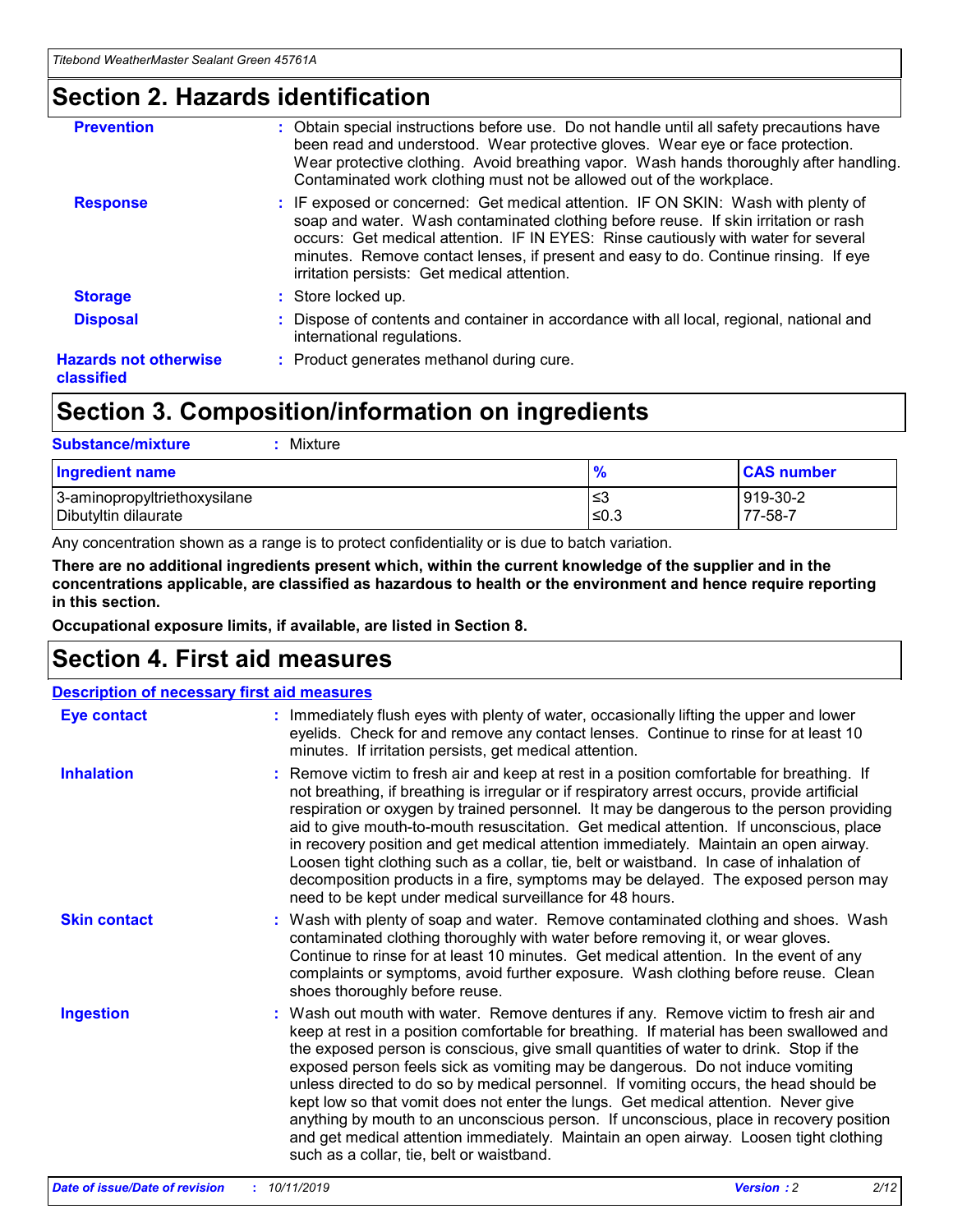## Section 2. Hazards identification

| | |
|---|---|
| **Prevention** | : Obtain special instructions before use. Do not handle until all safety precautions have been read and understood. Wear protective gloves. Wear eye or face protection. Wear protective clothing. Avoid breathing vapor. Wash hands thoroughly after handling. Contaminated work clothing must not be allowed out of the workplace. |
| **Response** | : IF exposed or concerned: Get medical attention. IF ON SKIN: Wash with plenty of soap and water. Wash contaminated clothing before reuse. If skin irritation or rash occurs: Get medical attention. IF IN EYES: Rinse cautiously with water for several minutes. Remove contact lenses, if present and easy to do. Continue rinsing. If eye irritation persists: Get medical attention. |
| **Storage** | : Store locked up. |
| **Disposal** | : Dispose of contents and container in accordance with all local, regional, national and international regulations. |
| **Hazards not otherwise classified** | : Product generates methanol during cure. |

## Section 3. Composition/information on ingredients

**Substance/mixture** : Mixture

| Ingredient name | % | CAS number |
|---|---|---|
| 3-aminopropyltriethoxysilane | ≤3 | 919-30-2 |
| Dibutyltin dilaurate | ≤0.3 | 77-58-7 |

Any concentration shown as a range is to protect confidentiality or is due to batch variation.

**There are no additional ingredients present which, within the current knowledge of the supplier and in the concentrations applicable, are classified as hazardous to health or the environment and hence require reporting in this section.**

**Occupational exposure limits, if available, are listed in Section 8.**

## Section 4. First aid measures

### Description of necessary first aid measures

| | |
|---|---|
| **Eye contact** | : Immediately flush eyes with plenty of water, occasionally lifting the upper and lower eyelids. Check for and remove any contact lenses. Continue to rinse for at least 10 minutes. If irritation persists, get medical attention. |
| **Inhalation** | : Remove victim to fresh air and keep at rest in a position comfortable for breathing. If not breathing, if breathing is irregular or if respiratory arrest occurs, provide artificial respiration or oxygen by trained personnel. It may be dangerous to the person providing aid to give mouth-to-mouth resuscitation. Get medical attention. If unconscious, place in recovery position and get medical attention immediately. Maintain an open airway. Loosen tight clothing such as a collar, tie, belt or waistband. In case of inhalation of decomposition products in a fire, symptoms may be delayed. The exposed person may need to be kept under medical surveillance for 48 hours. |
| **Skin contact** | : Wash with plenty of soap and water. Remove contaminated clothing and shoes. Wash contaminated clothing thoroughly with water before removing it, or wear gloves. Continue to rinse for at least 10 minutes. Get medical attention. In the event of any complaints or symptoms, avoid further exposure. Wash clothing before reuse. Clean shoes thoroughly before reuse. |
| **Ingestion** | : Wash out mouth with water. Remove dentures if any. Remove victim to fresh air and keep at rest in a position comfortable for breathing. If material has been swallowed and the exposed person is conscious, give small quantities of water to drink. Stop if the exposed person feels sick as vomiting may be dangerous. Do not induce vomiting unless directed to do so by medical personnel. If vomiting occurs, the head should be kept low so that vomit does not enter the lungs. Get medical attention. Never give anything by mouth to an unconscious person. If unconscious, place in recovery position and get medical attention immediately. Maintain an open airway. Loosen tight clothing such as a collar, tie, belt or waistband. |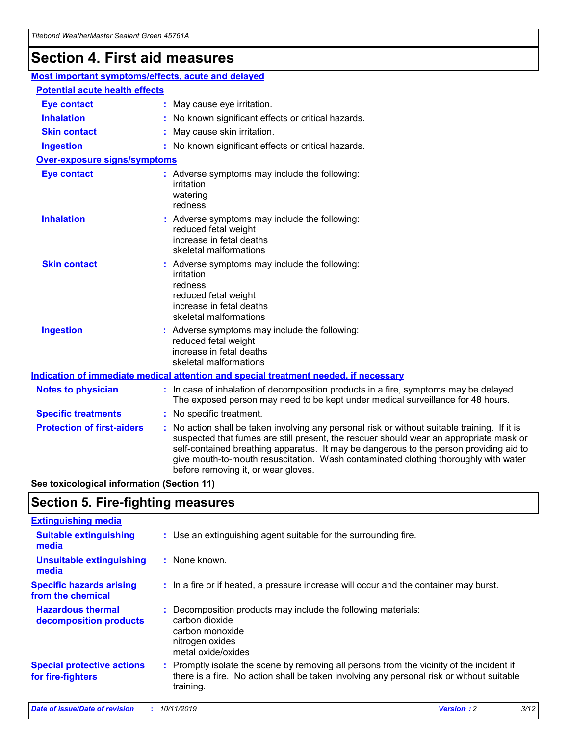# Section 4. First aid measures

## Most important symptoms/effects, acute and delayed

### Potential acute health effects

| | |
|---|---|
| **Eye contact** | May cause eye irritation. |
| **Inhalation** | No known significant effects or critical hazards. |
| **Skin contact** | May cause skin irritation. |
| **Ingestion** | No known significant effects or critical hazards. |

### Over-exposure signs/symptoms

| | |
|---|---|
| **Eye contact** | Adverse symptoms may include the following: irritation, watering, redness |
| **Inhalation** | Adverse symptoms may include the following: reduced fetal weight, increase in fetal deaths, skeletal malformations |
| **Skin contact** | Adverse symptoms may include the following: irritation, redness, reduced fetal weight, increase in fetal deaths, skeletal malformations |
| **Ingestion** | Adverse symptoms may include the following: reduced fetal weight, increase in fetal deaths, skeletal malformations |

## Indication of immediate medical attention and special treatment needed, if necessary

| | |
|---|---|
| **Notes to physician** | In case of inhalation of decomposition products in a fire, symptoms may be delayed. The exposed person may need to be kept under medical surveillance for 48 hours. |
| **Specific treatments** | No specific treatment. |
| **Protection of first-aiders** | No action shall be taken involving any personal risk or without suitable training. If it is suspected that fumes are still present, the rescuer should wear an appropriate mask or self-contained breathing apparatus. It may be dangerous to the person providing aid to give mouth-to-mouth resuscitation. Wash contaminated clothing thoroughly with water before removing it, or wear gloves. |

**See toxicological information (Section 11)**

# Section 5. Fire-fighting measures

## Extinguishing media

| | |
|---|---|
| **Suitable extinguishing media** | Use an extinguishing agent suitable for the surrounding fire. |
| **Unsuitable extinguishing media** | None known. |
| **Specific hazards arising from the chemical** | In a fire or if heated, a pressure increase will occur and the container may burst. |
| **Hazardous thermal decomposition products** | Decomposition products may include the following materials: carbon dioxide, carbon monoxide, nitrogen oxides, metal oxide/oxides |
| **Special protective actions for fire-fighters** | Promptly isolate the scene by removing all persons from the vicinity of the incident if there is a fire. No action shall be taken involving any personal risk or without suitable training. |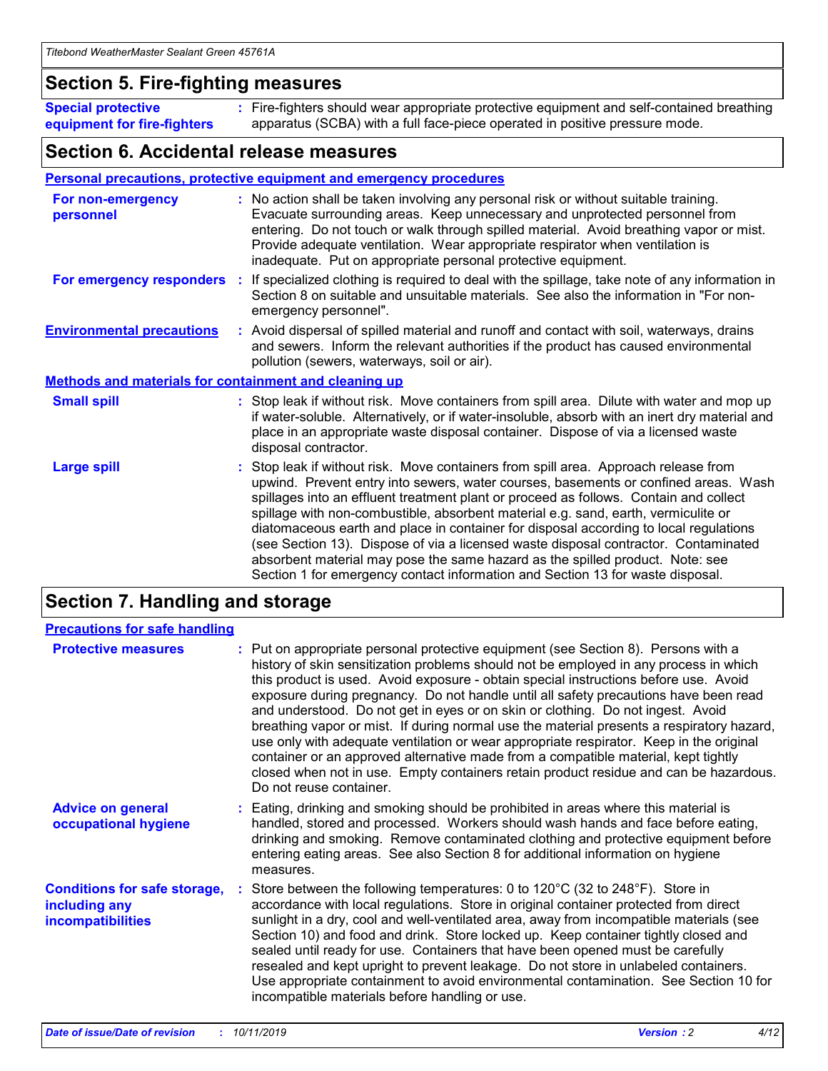## Section 5. Fire-fighting measures

**Special protective equipment for fire-fighters** : Fire-fighters should wear appropriate protective equipment and self-contained breathing apparatus (SCBA) with a full face-piece operated in positive pressure mode.

## Section 6. Accidental release measures

### Personal precautions, protective equipment and emergency procedures

**For non-emergency personnel** : No action shall be taken involving any personal risk or without suitable training. Evacuate surrounding areas. Keep unnecessary and unprotected personnel from entering. Do not touch or walk through spilled material. Avoid breathing vapor or mist. Provide adequate ventilation. Wear appropriate respirator when ventilation is inadequate. Put on appropriate personal protective equipment.

**For emergency responders** : If specialized clothing is required to deal with the spillage, take note of any information in Section 8 on suitable and unsuitable materials. See also the information in "For non-emergency personnel".

**Environmental precautions** : Avoid dispersal of spilled material and runoff and contact with soil, waterways, drains and sewers. Inform the relevant authorities if the product has caused environmental pollution (sewers, waterways, soil or air).

### Methods and materials for containment and cleaning up

**Small spill** : Stop leak if without risk. Move containers from spill area. Dilute with water and mop up if water-soluble. Alternatively, or if water-insoluble, absorb with an inert dry material and place in an appropriate waste disposal container. Dispose of via a licensed waste disposal contractor.

**Large spill** : Stop leak if without risk. Move containers from spill area. Approach release from upwind. Prevent entry into sewers, water courses, basements or confined areas. Wash spillages into an effluent treatment plant or proceed as follows. Contain and collect spillage with non-combustible, absorbent material e.g. sand, earth, vermiculite or diatomaceous earth and place in container for disposal according to local regulations (see Section 13). Dispose of via a licensed waste disposal contractor. Contaminated absorbent material may pose the same hazard as the spilled product. Note: see Section 1 for emergency contact information and Section 13 for waste disposal.

## Section 7. Handling and storage

### Precautions for safe handling

**Protective measures** : Put on appropriate personal protective equipment (see Section 8). Persons with a history of skin sensitization problems should not be employed in any process in which this product is used. Avoid exposure - obtain special instructions before use. Avoid exposure during pregnancy. Do not handle until all safety precautions have been read and understood. Do not get in eyes or on skin or clothing. Do not ingest. Avoid breathing vapor or mist. If during normal use the material presents a respiratory hazard, use only with adequate ventilation or wear appropriate respirator. Keep in the original container or an approved alternative made from a compatible material, kept tightly closed when not in use. Empty containers retain product residue and can be hazardous. Do not reuse container.

**Advice on general occupational hygiene** : Eating, drinking and smoking should be prohibited in areas where this material is handled, stored and processed. Workers should wash hands and face before eating, drinking and smoking. Remove contaminated clothing and protective equipment before entering eating areas. See also Section 8 for additional information on hygiene measures.

**Conditions for safe storage, including any incompatibilities** : Store between the following temperatures: 0 to 120°C (32 to 248°F). Store in accordance with local regulations. Store in original container protected from direct sunlight in a dry, cool and well-ventilated area, away from incompatible materials (see Section 10) and food and drink. Store locked up. Keep container tightly closed and sealed until ready for use. Containers that have been opened must be carefully resealed and kept upright to prevent leakage. Do not store in unlabeled containers. Use appropriate containment to avoid environmental contamination. See Section 10 for incompatible materials before handling or use.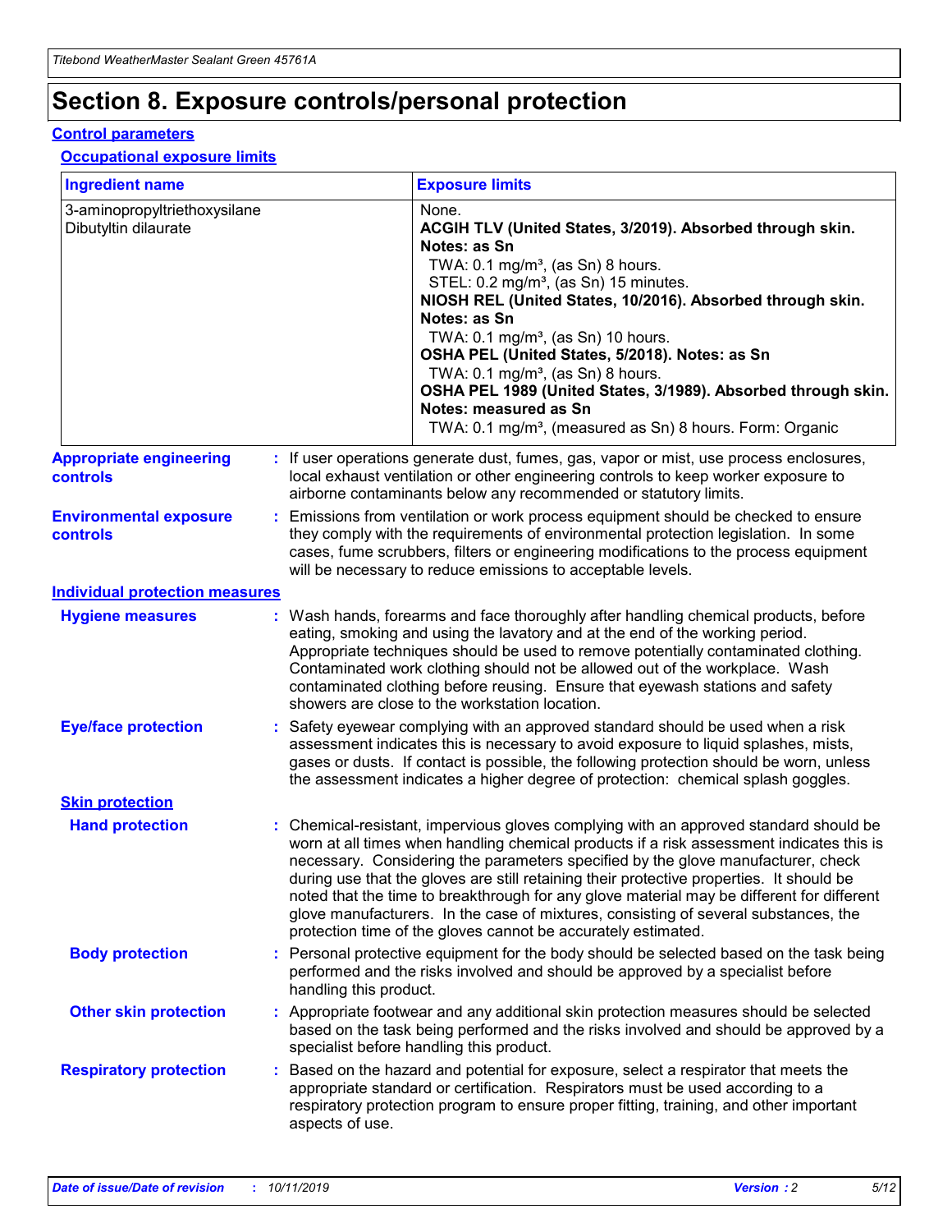# Section 8. Exposure controls/personal protection

## Control parameters

### Occupational exposure limits

| Ingredient name | Exposure limits |
|---|---|
| 3-aminopropyltriethoxysilane<br>Dibutyltin dilaurate | None.<br>**ACGIH TLV (United States, 3/2019). Absorbed through skin. Notes: as Sn**<br>TWA: 0.1 mg/m³, (as Sn) 8 hours.<br>STEL: 0.2 mg/m³, (as Sn) 15 minutes.<br>**NIOSH REL (United States, 10/2016). Absorbed through skin. Notes: as Sn**<br>TWA: 0.1 mg/m³, (as Sn) 10 hours.<br>**OSHA PEL (United States, 5/2018). Notes: as Sn**<br>TWA: 0.1 mg/m³, (as Sn) 8 hours.<br>**OSHA PEL 1989 (United States, 3/1989). Absorbed through skin. Notes: measured as Sn**<br>TWA: 0.1 mg/m³, (measured as Sn) 8 hours. Form: Organic |

**Appropriate engineering controls** : If user operations generate dust, fumes, gas, vapor or mist, use process enclosures, local exhaust ventilation or other engineering controls to keep worker exposure to airborne contaminants below any recommended or statutory limits.

**Environmental exposure controls** : Emissions from ventilation or work process equipment should be checked to ensure they comply with the requirements of environmental protection legislation. In some cases, fume scrubbers, filters or engineering modifications to the process equipment will be necessary to reduce emissions to acceptable levels.

## Individual protection measures

**Hygiene measures** : Wash hands, forearms and face thoroughly after handling chemical products, before eating, smoking and using the lavatory and at the end of the working period. Appropriate techniques should be used to remove potentially contaminated clothing. Contaminated work clothing should not be allowed out of the workplace. Wash contaminated clothing before reusing. Ensure that eyewash stations and safety showers are close to the workstation location.

**Eye/face protection** : Safety eyewear complying with an approved standard should be used when a risk assessment indicates this is necessary to avoid exposure to liquid splashes, mists, gases or dusts. If contact is possible, the following protection should be worn, unless the assessment indicates a higher degree of protection: chemical splash goggles.

### Skin protection

**Hand protection** : Chemical-resistant, impervious gloves complying with an approved standard should be worn at all times when handling chemical products if a risk assessment indicates this is necessary. Considering the parameters specified by the glove manufacturer, check during use that the gloves are still retaining their protective properties. It should be noted that the time to breakthrough for any glove material may be different for different glove manufacturers. In the case of mixtures, consisting of several substances, the protection time of the gloves cannot be accurately estimated.

**Body protection** : Personal protective equipment for the body should be selected based on the task being performed and the risks involved and should be approved by a specialist before handling this product.

**Other skin protection** : Appropriate footwear and any additional skin protection measures should be selected based on the task being performed and the risks involved and should be approved by a specialist before handling this product.

**Respiratory protection** : Based on the hazard and potential for exposure, select a respirator that meets the appropriate standard or certification. Respirators must be used according to a respiratory protection program to ensure proper fitting, training, and other important aspects of use.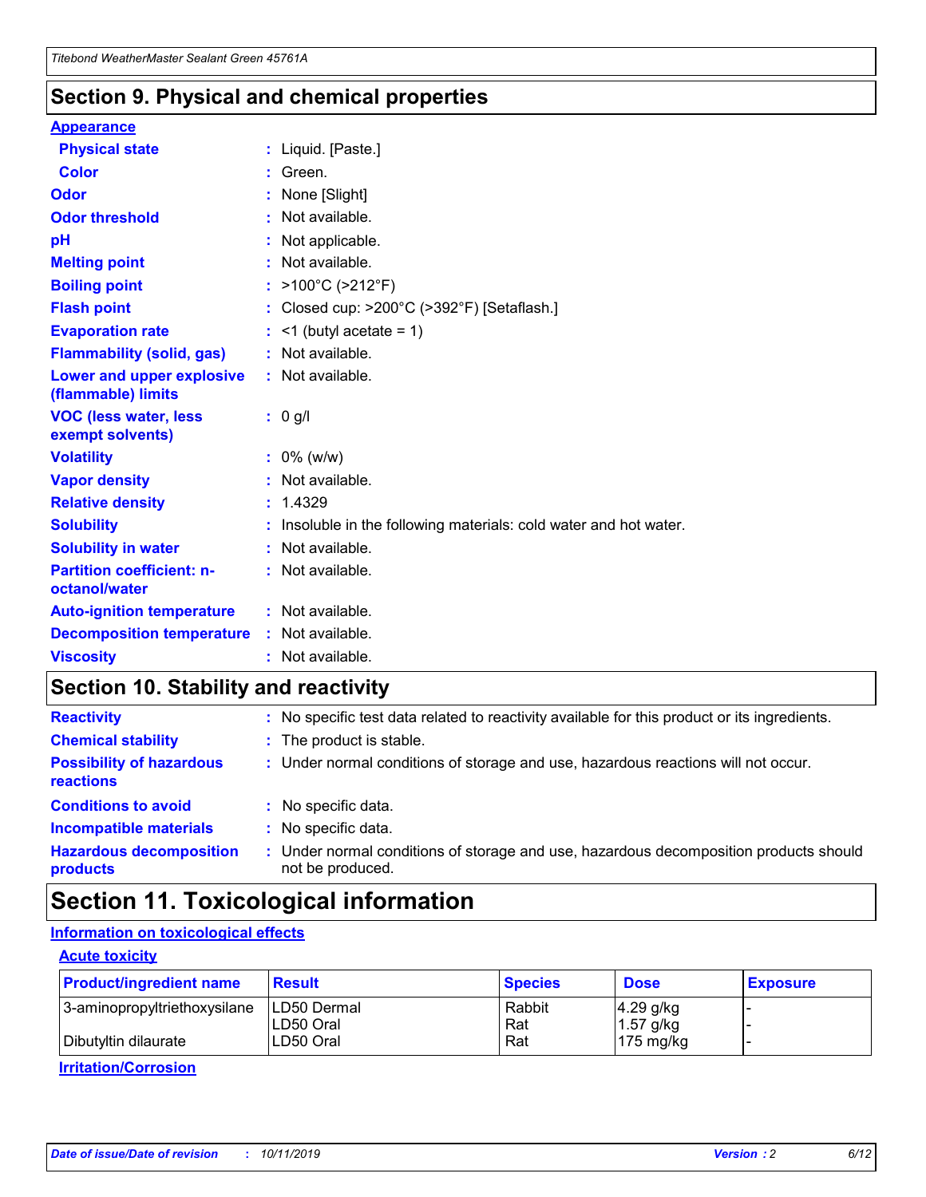## Section 9. Physical and chemical properties

### Appearance

| | |
|---|---|
| **Physical state** | : Liquid. [Paste.] |
| **Color** | : Green. |
| **Odor** | : None [Slight] |
| **Odor threshold** | : Not available. |
| **pH** | : Not applicable. |
| **Melting point** | : Not available. |
| **Boiling point** | : >100°C (>212°F) |
| **Flash point** | : Closed cup: >200°C (>392°F) [Setaflash.] |
| **Evaporation rate** | : <1 (butyl acetate = 1) |
| **Flammability (solid, gas)** | : Not available. |
| **Lower and upper explosive (flammable) limits** | : Not available. |
| **VOC (less water, less exempt solvents)** | : 0 g/l |
| **Volatility** | : 0% (w/w) |
| **Vapor density** | : Not available. |
| **Relative density** | : 1.4329 |
| **Solubility** | : Insoluble in the following materials: cold water and hot water. |
| **Solubility in water** | : Not available. |
| **Partition coefficient: n-octanol/water** | : Not available. |
| **Auto-ignition temperature** | : Not available. |
| **Decomposition temperature** | : Not available. |
| **Viscosity** | : Not available. |

## Section 10. Stability and reactivity

| | |
|---|---|
| **Reactivity** | : No specific test data related to reactivity available for this product or its ingredients. |
| **Chemical stability** | : The product is stable. |
| **Possibility of hazardous reactions** | : Under normal conditions of storage and use, hazardous reactions will not occur. |
| **Conditions to avoid** | : No specific data. |
| **Incompatible materials** | : No specific data. |
| **Hazardous decomposition products** | : Under normal conditions of storage and use, hazardous decomposition products should not be produced. |

## Section 11. Toxicological information

### Information on toxicological effects

#### Acute toxicity

| Product/ingredient name | Result | Species | Dose | Exposure |
|---|---|---|---|---|
| 3-aminopropyltriethoxysilane | LD50 Dermal | Rabbit | 4.29 g/kg | - |
| | LD50 Oral | Rat | 1.57 g/kg | - |
| Dibutyltin dilaurate | LD50 Oral | Rat | 175 mg/kg | - |

#### Irritation/Corrosion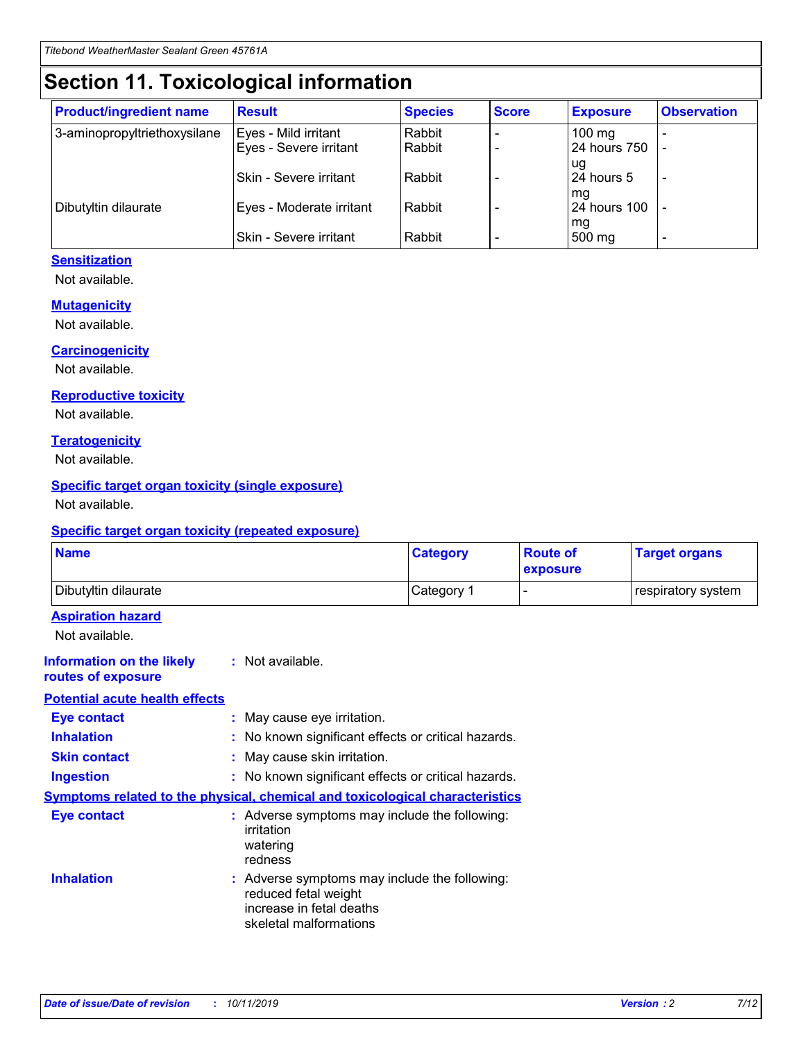# Section 11. Toxicological information

| Product/ingredient name | Result | Species | Score | Exposure | Observation |
| --- | --- | --- | --- | --- | --- |
| 3-aminopropyltriethoxysilane | Eyes - Mild irritant | Rabbit | - | 100 mg | - |
| | Eyes - Severe irritant | Rabbit | - | 24 hours 750 ug | - |
| | Skin - Severe irritant | Rabbit | - | 24 hours 5 mg | - |
| Dibutyltin dilaurate | Eyes - Moderate irritant | Rabbit | - | 24 hours 100 mg | - |
| | Skin - Severe irritant | Rabbit | - | 500 mg | - |

**Sensitization**

Not available.

**Mutagenicity**

Not available.

**Carcinogenicity**

Not available.

**Reproductive toxicity**

Not available.

**Teratogenicity**

Not available.

**Specific target organ toxicity (single exposure)**

Not available.

**Specific target organ toxicity (repeated exposure)**

| Name | Category | Route of exposure | Target organs |
| --- | --- | --- | --- |
| Dibutyltin dilaurate | Category 1 | - | respiratory system |

**Aspiration hazard**

Not available.

**Information on the likely routes of exposure** : Not available.

**Potential acute health effects**

**Eye contact** : May cause eye irritation.

**Inhalation** : No known significant effects or critical hazards.

**Skin contact** : May cause skin irritation.

**Ingestion** : No known significant effects or critical hazards.

**Symptoms related to the physical, chemical and toxicological characteristics**

**Eye contact** : Adverse symptoms may include the following:
irritation
watering
redness

**Inhalation** : Adverse symptoms may include the following:
reduced fetal weight
increase in fetal deaths
skeletal malformations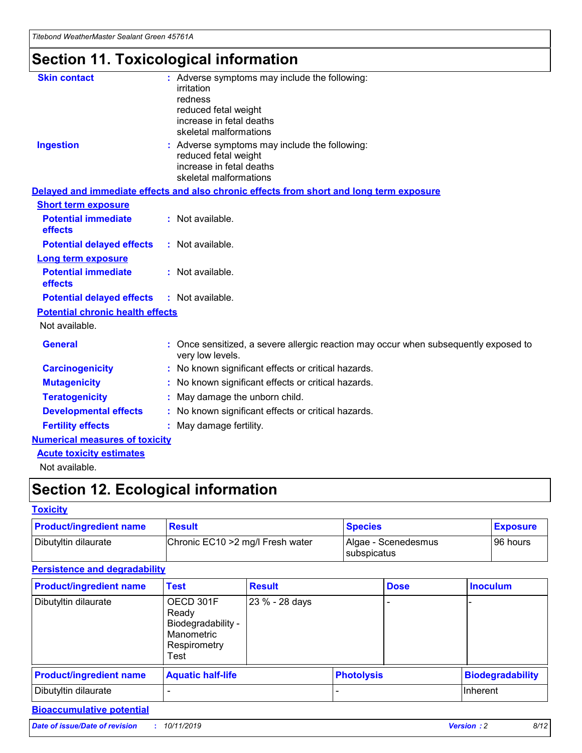# Section 11. Toxicological information

**Skin contact** : Adverse symptoms may include the following:
irritation
redness
reduced fetal weight
increase in fetal deaths
skeletal malformations

**Ingestion** : Adverse symptoms may include the following:
reduced fetal weight
increase in fetal deaths
skeletal malformations

**Delayed and immediate effects and also chronic effects from short and long term exposure**

**Short term exposure**

**Potential immediate effects** : Not available.

**Potential delayed effects** : Not available.

**Long term exposure**

**Potential immediate effects** : Not available.

**Potential delayed effects** : Not available.

**Potential chronic health effects**

Not available.

**General** : Once sensitized, a severe allergic reaction may occur when subsequently exposed to very low levels.

**Carcinogenicity** : No known significant effects or critical hazards.

**Mutagenicity** : No known significant effects or critical hazards.

**Teratogenicity** : May damage the unborn child.

**Developmental effects** : No known significant effects or critical hazards.

**Fertility effects** : May damage fertility.

**Numerical measures of toxicity**

**Acute toxicity estimates**

Not available.

# Section 12. Ecological information

**Toxicity**

| Product/ingredient name | Result | Species | Exposure |
|---|---|---|---|
| Dibutyltin dilaurate | Chronic EC10 >2 mg/l Fresh water | Algae - Scenedesmus subspicatus | 96 hours |

**Persistence and degradability**

| Product/ingredient name | Test | Result | Dose | Inoculum |
|---|---|---|---|---|
| Dibutyltin dilaurate | OECD 301F Ready Biodegradability - Manometric Respirometry Test | 23 % - 28 days | - | - |

| Product/ingredient name | Aquatic half-life | Photolysis | Biodegradability |
|---|---|---|---|
| Dibutyltin dilaurate | - | - | Inherent |

**Bioaccumulative potential**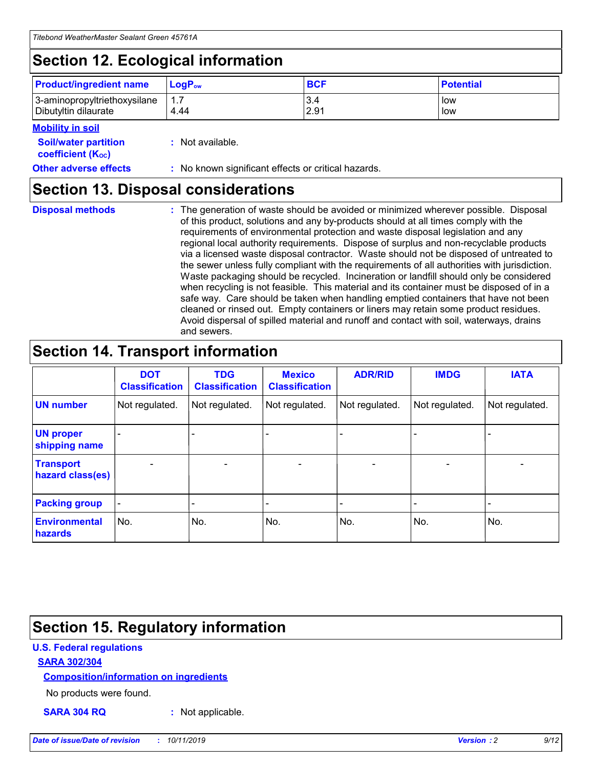## Section 12. Ecological information

| Product/ingredient name | $LogP_{ow}$ | BCF | Potential |
|---|---|---|---|
| 3-aminopropyltriethoxysilane | 1.7 | 3.4 | low |
| Dibutyltin dilaurate | 4.44 | 2.91 | low |

**Mobility in soil**

**Soil/water partition coefficient ($K_{OC}$)** : Not available.

**Other adverse effects** : No known significant effects or critical hazards.

## Section 13. Disposal considerations

**Disposal methods** : The generation of waste should be avoided or minimized wherever possible. Disposal of this product, solutions and any by-products should at all times comply with the requirements of environmental protection and waste disposal legislation and any regional local authority requirements. Dispose of surplus and non-recyclable products via a licensed waste disposal contractor. Waste should not be disposed of untreated to the sewer unless fully compliant with the requirements of all authorities with jurisdiction. Waste packaging should be recycled. Incineration or landfill should only be considered when recycling is not feasible. This material and its container must be disposed of in a safe way. Care should be taken when handling emptied containers that have not been cleaned or rinsed out. Empty containers or liners may retain some product residues. Avoid dispersal of spilled material and runoff and contact with soil, waterways, drains and sewers.

## Section 14. Transport information

| | DOT Classification | TDG Classification | Mexico Classification | ADR/RID | IMDG | IATA |
|---|---|---|---|---|---|---|
| UN number | Not regulated. | Not regulated. | Not regulated. | Not regulated. | Not regulated. | Not regulated. |
| UN proper shipping name | - | - | - | - | - | - |
| Transport hazard class(es) | - | - | - | - | - | - |
| Packing group | - | - | - | - | - | - |
| Environmental hazards | No. | No. | No. | No. | No. | No. |

## Section 15. Regulatory information

**U.S. Federal regulations**

**SARA 302/304**

**Composition/information on ingredients**

No products were found.

**SARA 304 RQ** : Not applicable.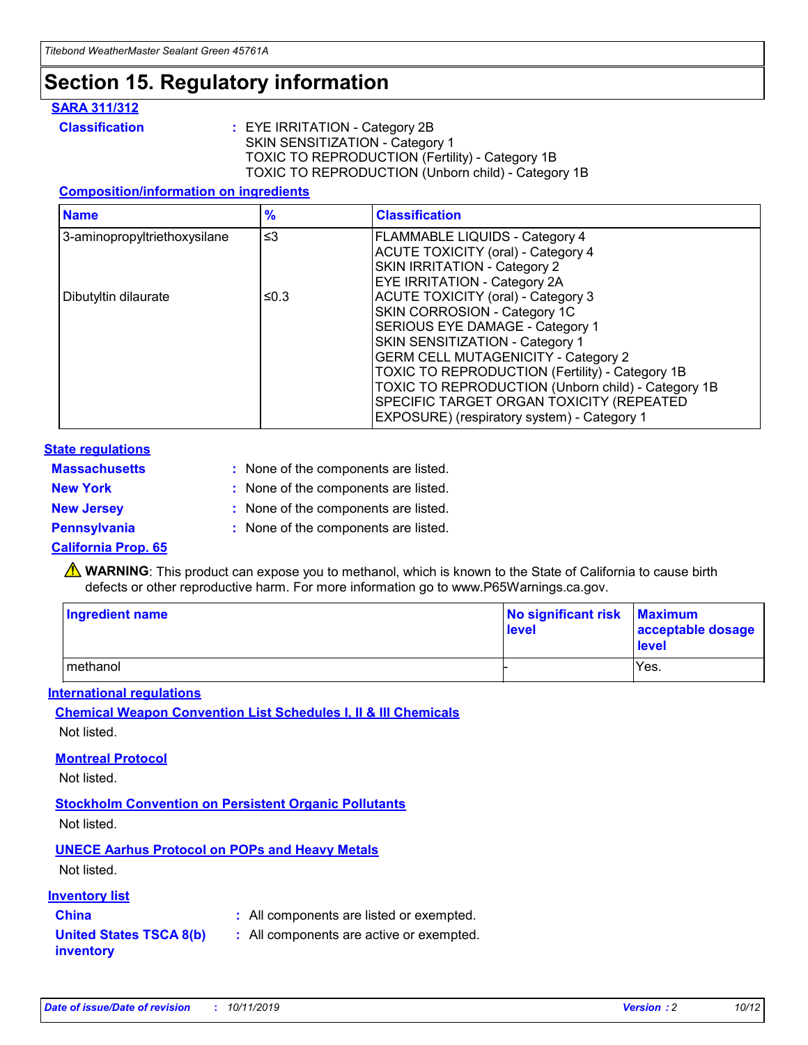# Section 15. Regulatory information

### SARA 311/312

**Classification** : EYE IRRITATION - Category 2B
SKIN SENSITIZATION - Category 1
TOXIC TO REPRODUCTION (Fertility) - Category 1B
TOXIC TO REPRODUCTION (Unborn child) - Category 1B

#### Composition/information on ingredients

| Name | % | Classification |
| --- | --- | --- |
| 3-aminopropyltriethoxysilane | ≤3 | FLAMMABLE LIQUIDS - Category 4<br>ACUTE TOXICITY (oral) - Category 4<br>SKIN IRRITATION - Category 2<br>EYE IRRITATION - Category 2A |
| Dibutyltin dilaurate | ≤0.3 | ACUTE TOXICITY (oral) - Category 3<br>SKIN CORROSION - Category 1C<br>SERIOUS EYE DAMAGE - Category 1<br>SKIN SENSITIZATION - Category 1<br>GERM CELL MUTAGENICITY - Category 2<br>TOXIC TO REPRODUCTION (Fertility) - Category 1B<br>TOXIC TO REPRODUCTION (Unborn child) - Category 1B<br>SPECIFIC TARGET ORGAN TOXICITY (REPEATED EXPOSURE) (respiratory system) - Category 1 |

### State regulations

**Massachusetts** : None of the components are listed.

**New York** : None of the components are listed.

**New Jersey** : None of the components are listed.

**Pennsylvania** : None of the components are listed.

### California Prop. 65

⚠ **WARNING**: This product can expose you to methanol, which is known to the State of California to cause birth defects or other reproductive harm. For more information go to www.P65Warnings.ca.gov.

| Ingredient name | No significant risk level | Maximum acceptable dosage level |
| --- | --- | --- |
| methanol | - | Yes. |

### International regulations

#### Chemical Weapon Convention List Schedules I, II & III Chemicals

Not listed.

#### Montreal Protocol

Not listed.

#### Stockholm Convention on Persistent Organic Pollutants

Not listed.

#### UNECE Aarhus Protocol on POPs and Heavy Metals

Not listed.

### Inventory list

**China** : All components are listed or exempted.

**United States TSCA 8(b) inventory** : All components are active or exempted.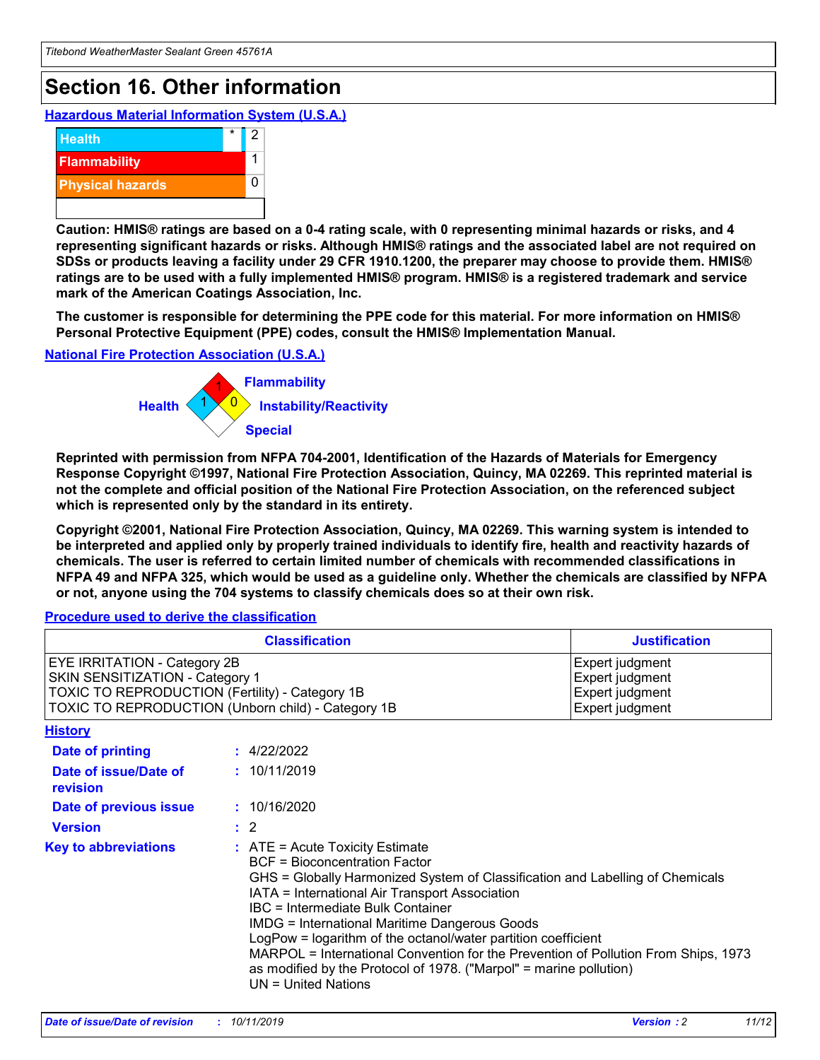# Section 16. Other information

### Hazardous Material Information System (U.S.A.)

| | | |
|---|---|---|
| Health | * | 2 |
| Flammability | | 1 |
| Physical hazards | | 0 |

**Caution: HMIS® ratings are based on a 0-4 rating scale, with 0 representing minimal hazards or risks, and 4 representing significant hazards or risks. Although HMIS® ratings and the associated label are not required on SDSs or products leaving a facility under 29 CFR 1910.1200, the preparer may choose to provide them. HMIS® ratings are to be used with a fully implemented HMIS® program. HMIS® is a registered trademark and service mark of the American Coatings Association, Inc.**

**The customer is responsible for determining the PPE code for this material. For more information on HMIS® Personal Protective Equipment (PPE) codes, consult the HMIS® Implementation Manual.**

### National Fire Protection Association (U.S.A.)

Flammability: 1
Health: 1
Instability/Reactivity: 0
Special:

**Reprinted with permission from NFPA 704-2001, Identification of the Hazards of Materials for Emergency Response Copyright ©1997, National Fire Protection Association, Quincy, MA 02269. This reprinted material is not the complete and official position of the National Fire Protection Association, on the referenced subject which is represented only by the standard in its entirety.**

**Copyright ©2001, National Fire Protection Association, Quincy, MA 02269. This warning system is intended to be interpreted and applied only by properly trained individuals to identify fire, health and reactivity hazards of chemicals. The user is referred to certain limited number of chemicals with recommended classifications in NFPA 49 and NFPA 325, which would be used as a guideline only. Whether the chemicals are classified by NFPA or not, anyone using the 704 systems to classify chemicals does so at their own risk.**

### Procedure used to derive the classification

| Classification | Justification |
|---|---|
| EYE IRRITATION - Category 2B | Expert judgment |
| SKIN SENSITIZATION - Category 1 | Expert judgment |
| TOXIC TO REPRODUCTION (Fertility) - Category 1B | Expert judgment |
| TOXIC TO REPRODUCTION (Unborn child) - Category 1B | Expert judgment |

### History

**Date of printing** : 4/22/2022

**Date of issue/Date of revision** : 10/11/2019

**Date of previous issue** : 10/16/2020

**Version** : 2

**Key to abbreviations** : ATE = Acute Toxicity Estimate
BCF = Bioconcentration Factor
GHS = Globally Harmonized System of Classification and Labelling of Chemicals
IATA = International Air Transport Association
IBC = Intermediate Bulk Container
IMDG = International Maritime Dangerous Goods
LogPow = logarithm of the octanol/water partition coefficient
MARPOL = International Convention for the Prevention of Pollution From Ships, 1973 as modified by the Protocol of 1978. ("Marpol" = marine pollution)
UN = United Nations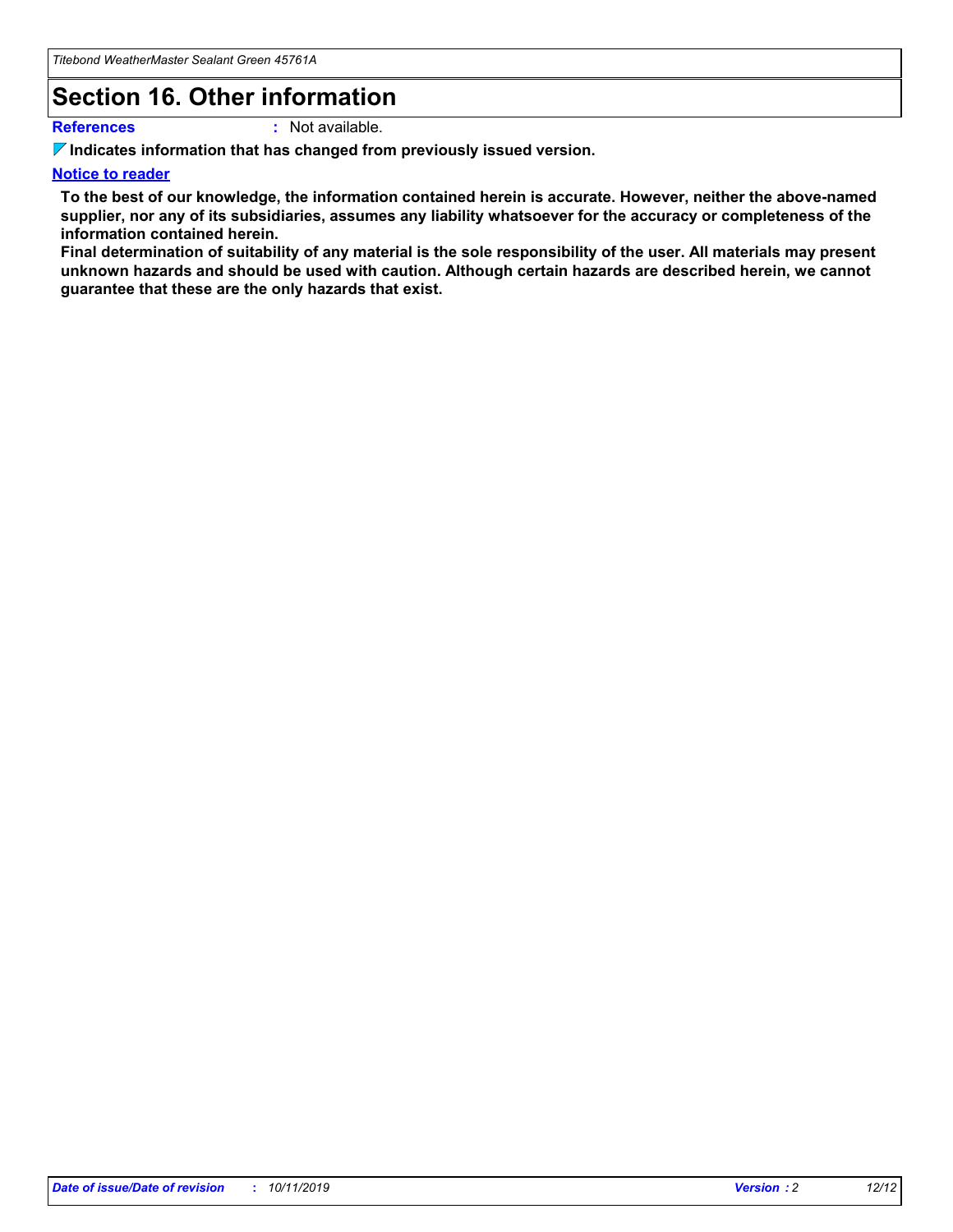# Section 16. Other information

**References** : Not available.

**Indicates information that has changed from previously issued version.**

**Notice to reader**

**To the best of our knowledge, the information contained herein is accurate. However, neither the above-named supplier, nor any of its subsidiaries, assumes any liability whatsoever for the accuracy or completeness of the information contained herein.**

**Final determination of suitability of any material is the sole responsibility of the user. All materials may present unknown hazards and should be used with caution. Although certain hazards are described herein, we cannot guarantee that these are the only hazards that exist.**